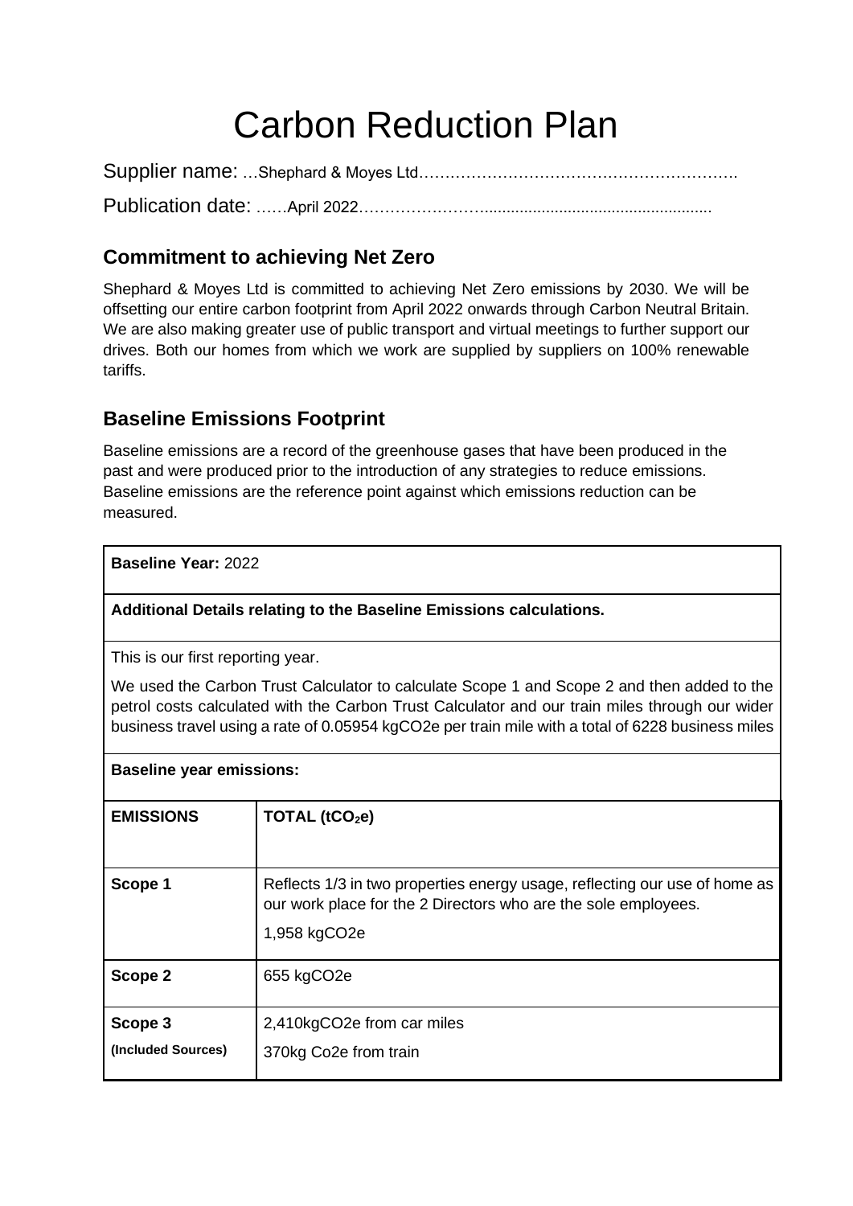# Carbon Reduction Plan

Supplier name: …Shephard & Moyes Ltd……………………………………………………

Publication date: ……April 2022……………………...................................................

## Commitment to achieving Net Zero

Shephard & Moyes Ltd is committed to achieving Net Zero emissions by 2030. We will be offsetting our entire carbon footprint from April 2022 onwards through Carbon Neutral Britain. We are also making greater use of public transport and virtual meetings to further support our drives. Both our homes from which we work are supplied by suppliers on 100% renewable tariffs.

## Baseline Emissions Footprint

Baseline emissions are a record of the greenhouse gases that have been produced in the past and were produced prior to the introduction of any strategies to reduce emissions. Baseline emissions are the reference point against which emissions reduction can be measured.

**Baseline Year:** 2022

**Additional Details relating to the Baseline Emissions calculations.**

This is our first reporting year.

We used the Carbon Trust Calculator to calculate Scope 1 and Scope 2 and then added to the petrol costs calculated with the Carbon Trust Calculator and our train miles through our wider business travel using a rate of 0.05954 kgCO2e per train mile with a total of 6228 business miles

**Baseline year emissions:**

| **EMISSIONS** | **TOTAL ($tCO_2e$)** |
|---|---|
| **Scope 1** | Reflects 1/3 in two properties energy usage, reflecting our use of home as our work place for the 2 Directors who are the sole employees.<br>1,958 kgCO2e |
| **Scope 2** | 655 kgCO2e |
| **Scope 3**<br>**(Included Sources)** | 2,410kgCO2e from car miles<br>370kg Co2e from train |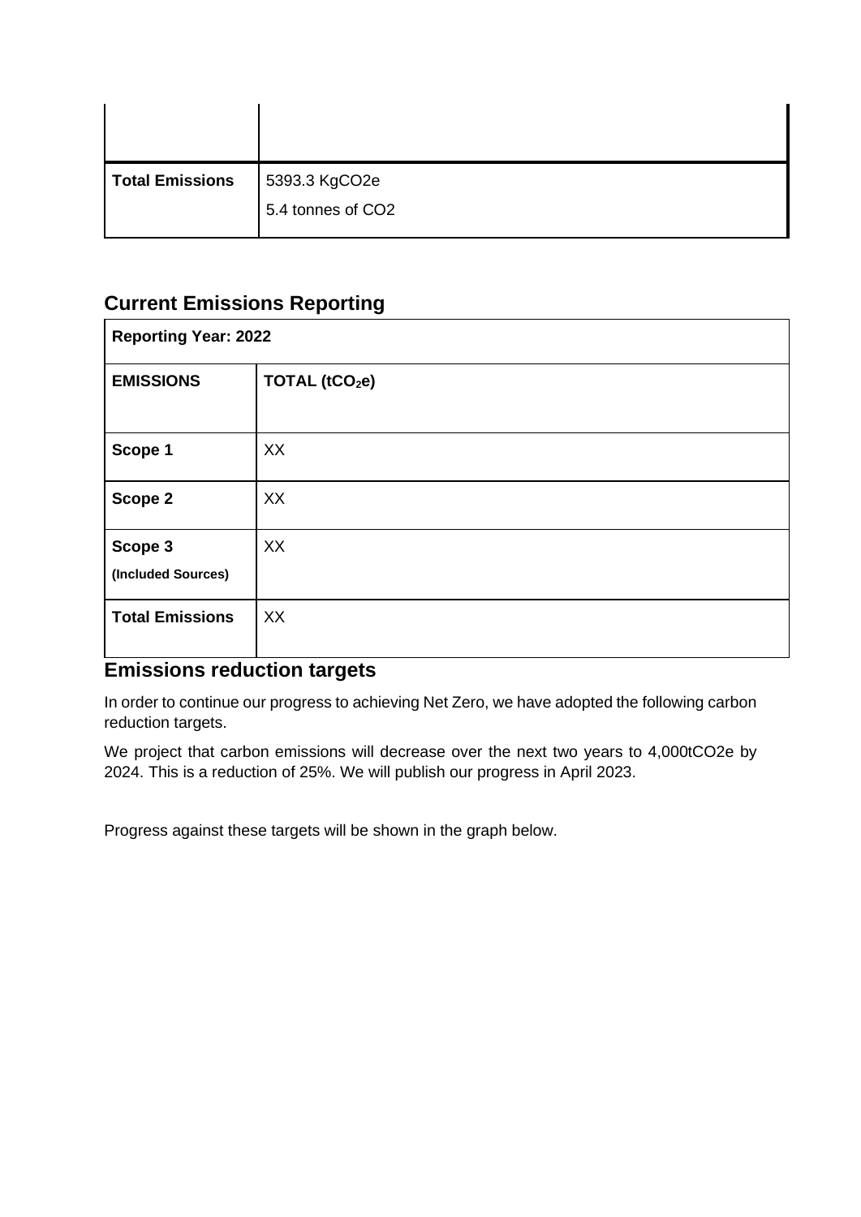| | |
|---|---|
| | |
| **Total Emissions** | 5393.3 KgCO2e<br>5.4 tonnes of CO2 |

## Current Emissions Reporting

| **Reporting Year: 2022** | |
|---|---|
| **EMISSIONS** | **TOTAL ($tCO_2e$)** |
| **Scope 1** | XX |
| **Scope 2** | XX |
| **Scope 3**<br>**(Included Sources)** | XX |
| **Total Emissions** | XX |

## Emissions reduction targets

In order to continue our progress to achieving Net Zero, we have adopted the following carbon reduction targets.

We project that carbon emissions will decrease over the next two years to 4,000tCO2e by 2024. This is a reduction of 25%. We will publish our progress in April 2023.

Progress against these targets will be shown in the graph below.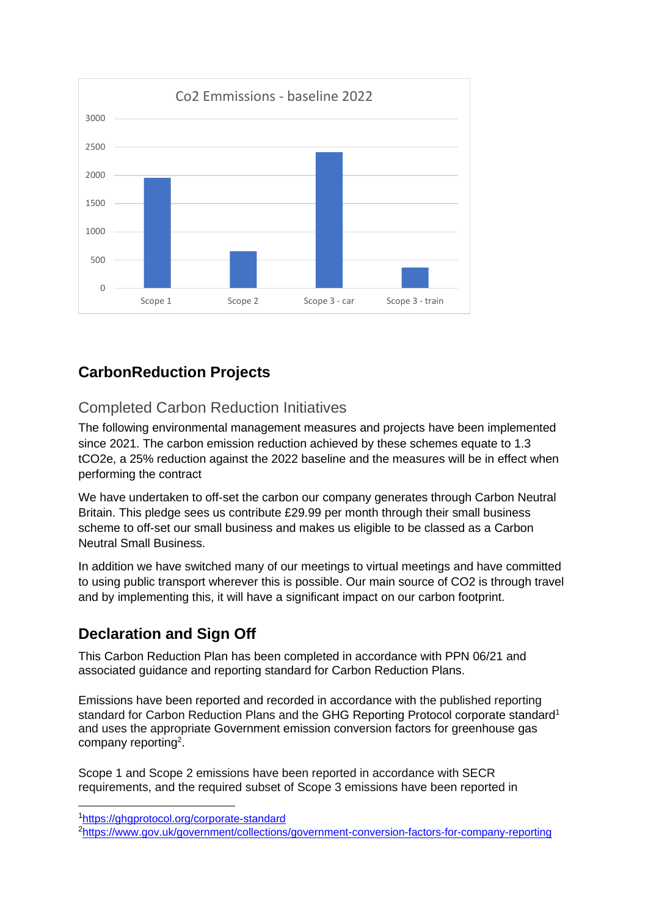Co2 Emmissions - baseline 2022

## CarbonReduction Projects

### Completed Carbon Reduction Initiatives

The following environmental management measures and projects have been implemented since 2021. The carbon emission reduction achieved by these schemes equate to 1.3 $tCO_2e$, a 25% reduction against the 2022 baseline and the measures will be in effect when performing the contract

We have undertaken to off-set the carbon our company generates through Carbon Neutral Britain. This pledge sees us contribute £29.99 per month through their small business scheme to off-set our small business and makes us eligible to be classed as a Carbon Neutral Small Business.

In addition we have switched many of our meetings to virtual meetings and have committed to using public transport wherever this is possible. Our main source of CO2 is through travel and by implementing this, it will have a significant impact on our carbon footprint.

## Declaration and Sign Off

This Carbon Reduction Plan has been completed in accordance with PPN 06/21 and associated guidance and reporting standard for Carbon Reduction Plans.

Emissions have been reported and recorded in accordance with the published reporting standard for Carbon Reduction Plans and the GHG Reporting Protocol corporate standard[1] and uses the appropriate Government emission conversion factors for greenhouse gas company reporting[2].

Scope 1 and Scope 2 emissions have been reported in accordance with SECR requirements, and the required subset of Scope 3 emissions have been reported in

---

[1] https://ghgprotocol.org/corporate-standard

[2] https://www.gov.uk/government/collections/government-conversion-factors-for-company-reporting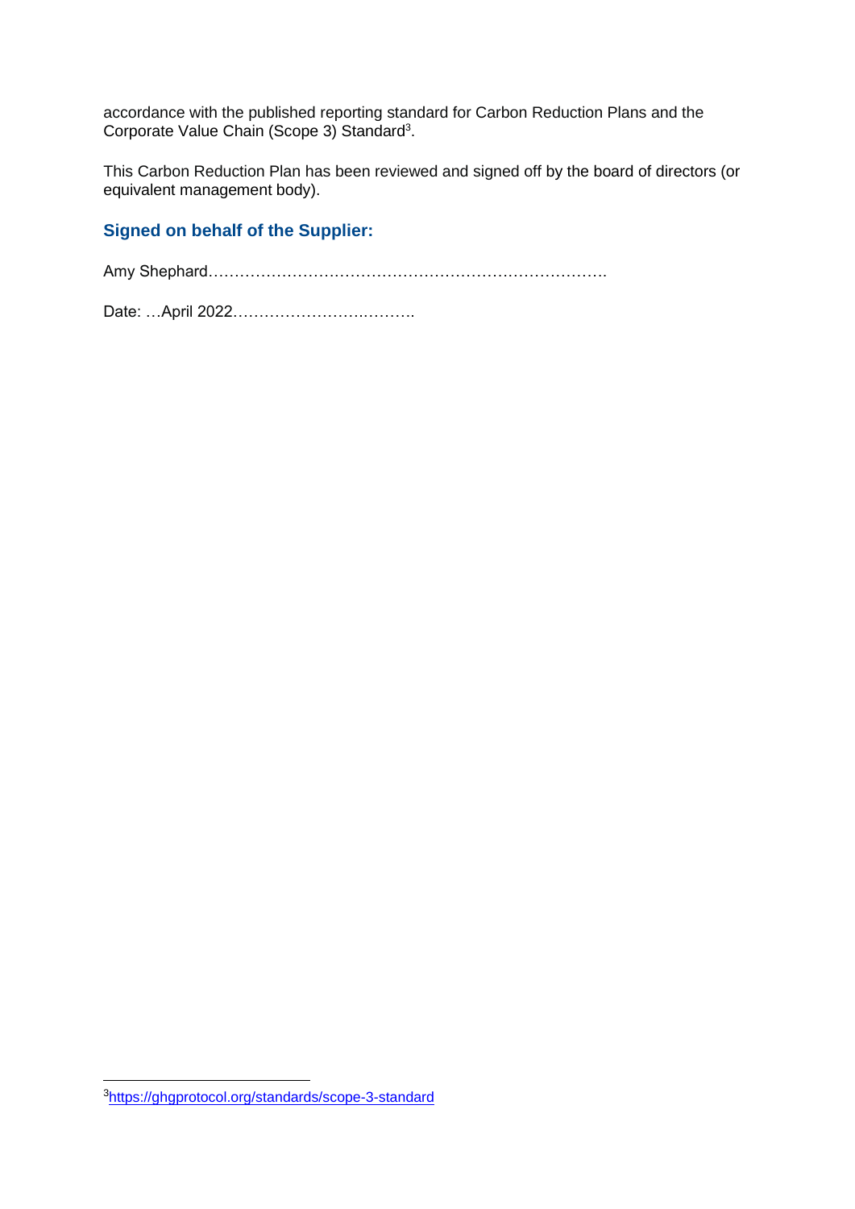accordance with the published reporting standard for Carbon Reduction Plans and the Corporate Value Chain (Scope 3) Standard[3].

This Carbon Reduction Plan has been reviewed and signed off by the board of directors (or equivalent management body).

### Signed on behalf of the Supplier:

Amy Shephard……………………………………………………………………

Date: …April 2022…………………………….

---

[3] https://ghgprotocol.org/standards/scope-3-standard